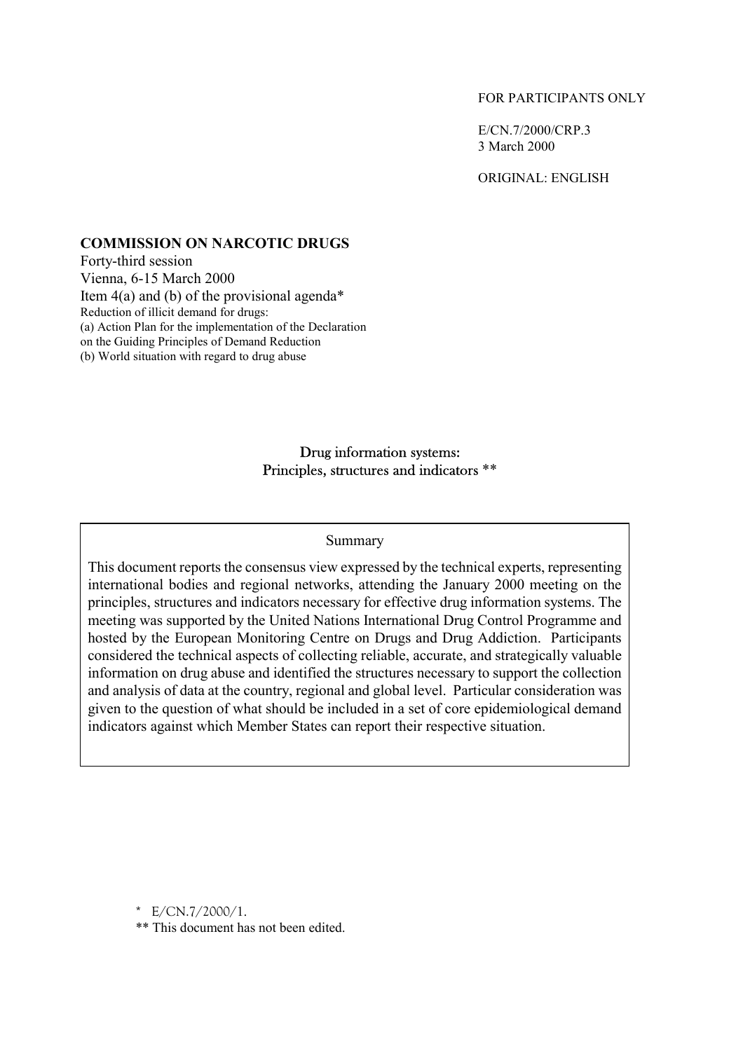FOR PARTICIPANTS ONLY

E/CN.7/2000/CRP.3
3 March 2000

ORIGINAL: ENGLISH

**COMMISSION ON NARCOTIC DRUGS**
Forty-third session
Vienna, 6-15 March 2000
Item 4(a) and (b) of the provisional agenda*
Reduction of illicit demand for drugs:
(a) Action Plan for the implementation of the Declaration on the Guiding Principles of Demand Reduction
(b) World situation with regard to drug abuse

# Drug information systems: Principles, structures and indicators **

Summary

This document reports the consensus view expressed by the technical experts, representing international bodies and regional networks, attending the January 2000 meeting on the principles, structures and indicators necessary for effective drug information systems. The meeting was supported by the United Nations International Drug Control Programme and hosted by the European Monitoring Centre on Drugs and Drug Addiction. Participants considered the technical aspects of collecting reliable, accurate, and strategically valuable information on drug abuse and identified the structures necessary to support the collection and analysis of data at the country, regional and global level. Particular consideration was given to the question of what should be included in a set of core epidemiological demand indicators against which Member States can report their respective situation.

\* E/CN.7/2000/1.

** This document has not been edited.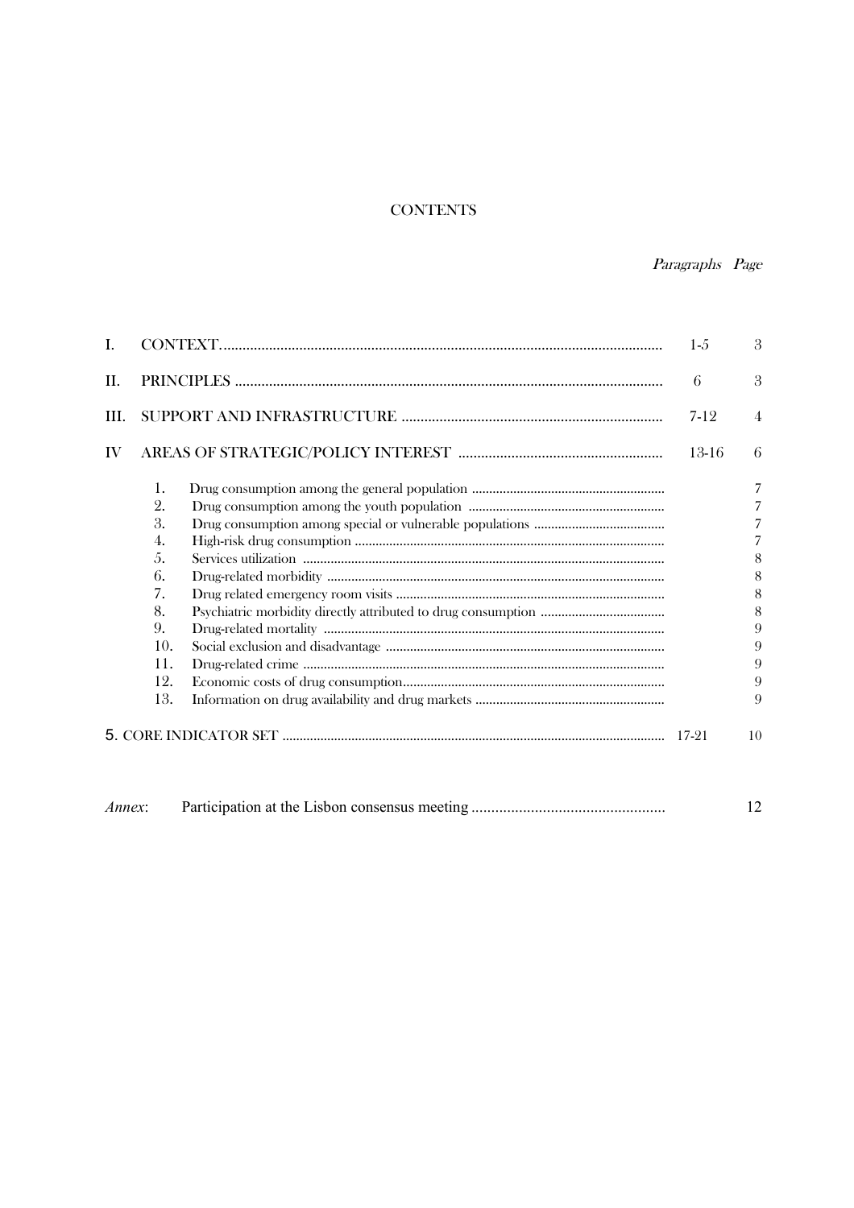# CONTENTS

| | | *Paragraphs* | *Page* |
|---|---|---|---|
| I. | CONTEXT | 1-5 | 3 |
| II. | PRINCIPLES | 6 | 3 |
| III. | SUPPORT AND INFRASTRUCTURE | 7-12 | 4 |
| IV | AREAS OF STRATEGIC/POLICY INTEREST | 13-16 | 6 |
| | 1. Drug consumption among the general population | | 7 |
| | 2. Drug consumption among the youth population | | 7 |
| | 3. Drug consumption among special or vulnerable populations | | 7 |
| | 4. High-risk drug consumption | | 7 |
| | 5. Services utilization | | 8 |
| | 6. Drug-related morbidity | | 8 |
| | 7. Drug related emergency room visits | | 8 |
| | 8. Psychiatric morbidity directly attributed to drug consumption | | 8 |
| | 9. Drug-related mortality | | 9 |
| | 10. Social exclusion and disadvantage | | 9 |
| | 11. Drug-related crime | | 9 |
| | 12. Economic costs of drug consumption | | 9 |
| | 13. Information on drug availability and drug markets | | 9 |
| 5. | CORE INDICATOR SET | 17-21 | 10 |

| | | | |
|---|---|---|---|
| *Annex*: | Participation at the Lisbon consensus meeting | | 12 |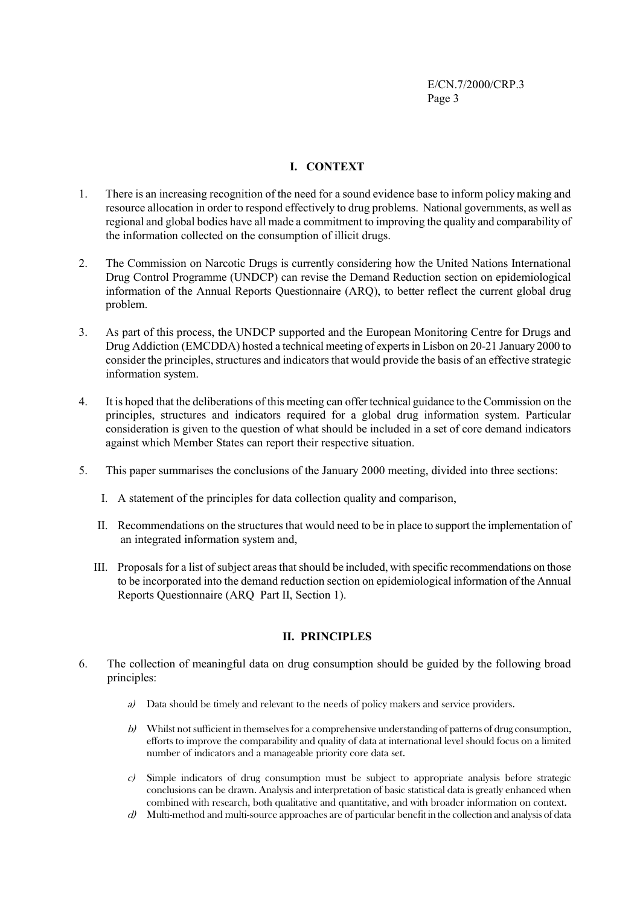## I. CONTEXT

1. There is an increasing recognition of the need for a sound evidence base to inform policy making and resource allocation in order to respond effectively to drug problems. National governments, as well as regional and global bodies have all made a commitment to improving the quality and comparability of the information collected on the consumption of illicit drugs.

2. The Commission on Narcotic Drugs is currently considering how the United Nations International Drug Control Programme (UNDCP) can revise the Demand Reduction section on epidemiological information of the Annual Reports Questionnaire (ARQ), to better reflect the current global drug problem.

3. As part of this process, the UNDCP supported and the European Monitoring Centre for Drugs and Drug Addiction (EMCDDA) hosted a technical meeting of experts in Lisbon on 20-21 January 2000 to consider the principles, structures and indicators that would provide the basis of an effective strategic information system.

4. It is hoped that the deliberations of this meeting can offer technical guidance to the Commission on the principles, structures and indicators required for a global drug information system. Particular consideration is given to the question of what should be included in a set of core demand indicators against which Member States can report their respective situation.

5. This paper summarises the conclusions of the January 2000 meeting, divided into three sections:

   I. A statement of the principles for data collection quality and comparison,

   II. Recommendations on the structures that would need to be in place to support the implementation of an integrated information system and,

   III. Proposals for a list of subject areas that should be included, with specific recommendations on those to be incorporated into the demand reduction section on epidemiological information of the Annual Reports Questionnaire (ARQ Part II, Section 1).

## II. PRINCIPLES

6. The collection of meaningful data on drug consumption should be guided by the following broad principles:

   *a)* Data should be timely and relevant to the needs of policy makers and service providers.

   *b)* Whilst not sufficient in themselves for a comprehensive understanding of patterns of drug consumption, efforts to improve the comparability and quality of data at international level should focus on a limited number of indicators and a manageable priority core data set.

   *c)* Simple indicators of drug consumption must be subject to appropriate analysis before strategic conclusions can be drawn. Analysis and interpretation of basic statistical data is greatly enhanced when combined with research, both qualitative and quantitative, and with broader information on context.

   *d)* Multi-method and multi-source approaches are of particular benefit in the collection and analysis of data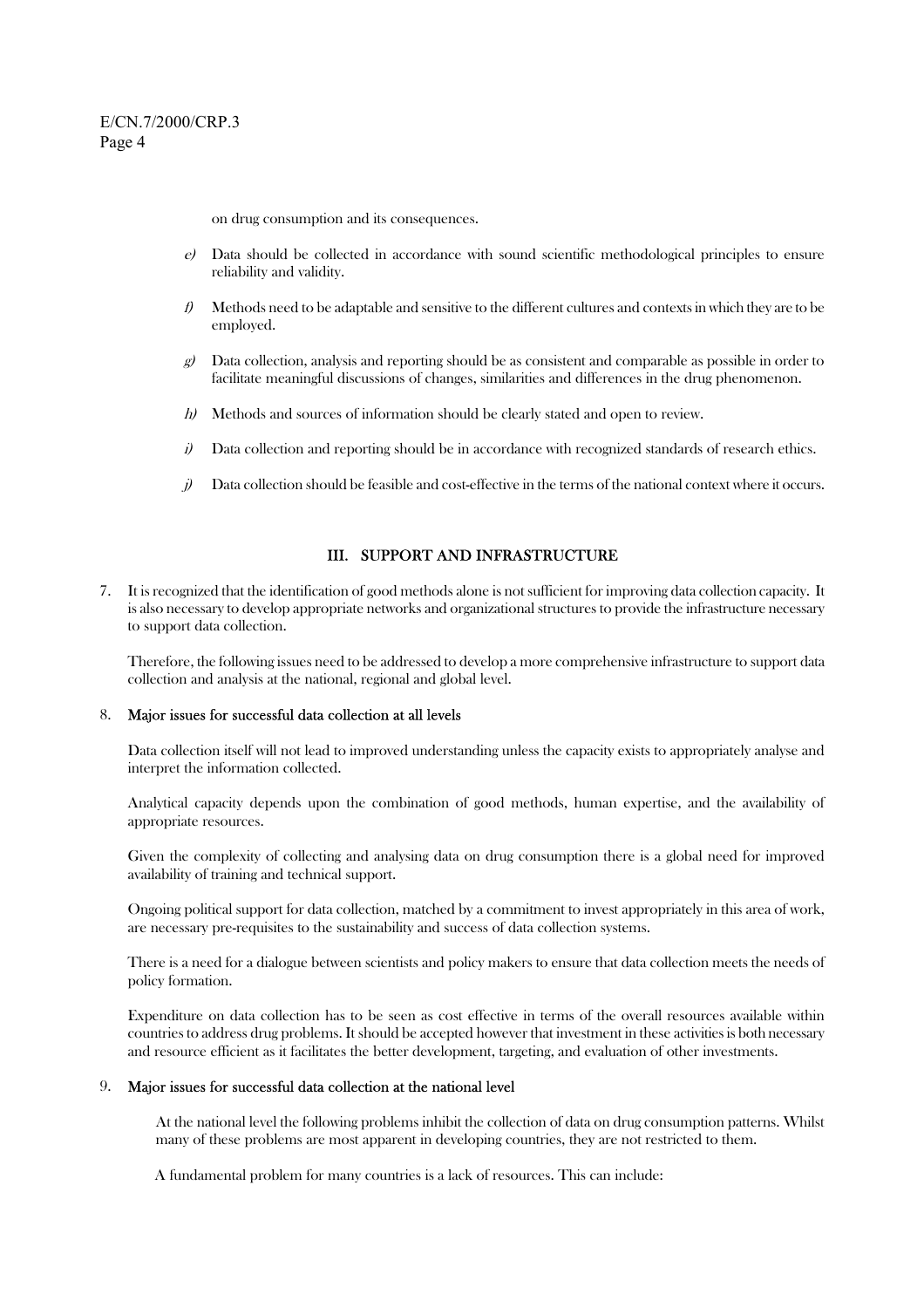on drug consumption and its consequences.

*e)* Data should be collected in accordance with sound scientific methodological principles to ensure reliability and validity.

*f)* Methods need to be adaptable and sensitive to the different cultures and contexts in which they are to be employed.

*g)* Data collection, analysis and reporting should be as consistent and comparable as possible in order to facilitate meaningful discussions of changes, similarities and differences in the drug phenomenon.

*h)* Methods and sources of information should be clearly stated and open to review.

*i)* Data collection and reporting should be in accordance with recognized standards of research ethics.

*j)* Data collection should be feasible and cost-effective in the terms of the national context where it occurs.

## III. SUPPORT AND INFRASTRUCTURE

7. It is recognized that the identification of good methods alone is not sufficient for improving data collection capacity. It is also necessary to develop appropriate networks and organizational structures to provide the infrastructure necessary to support data collection.

Therefore, the following issues need to be addressed to develop a more comprehensive infrastructure to support data collection and analysis at the national, regional and global level.

8. **Major issues for successful data collection at all levels**

Data collection itself will not lead to improved understanding unless the capacity exists to appropriately analyse and interpret the information collected.

Analytical capacity depends upon the combination of good methods, human expertise, and the availability of appropriate resources.

Given the complexity of collecting and analysing data on drug consumption there is a global need for improved availability of training and technical support.

Ongoing political support for data collection, matched by a commitment to invest appropriately in this area of work, are necessary pre-requisites to the sustainability and success of data collection systems.

There is a need for a dialogue between scientists and policy makers to ensure that data collection meets the needs of policy formation.

Expenditure on data collection has to be seen as cost effective in terms of the overall resources available within countries to address drug problems. It should be accepted however that investment in these activities is both necessary and resource efficient as it facilitates the better development, targeting, and evaluation of other investments.

9. **Major issues for successful data collection at the national level**

At the national level the following problems inhibit the collection of data on drug consumption patterns. Whilst many of these problems are most apparent in developing countries, they are not restricted to them.

A fundamental problem for many countries is a lack of resources. This can include: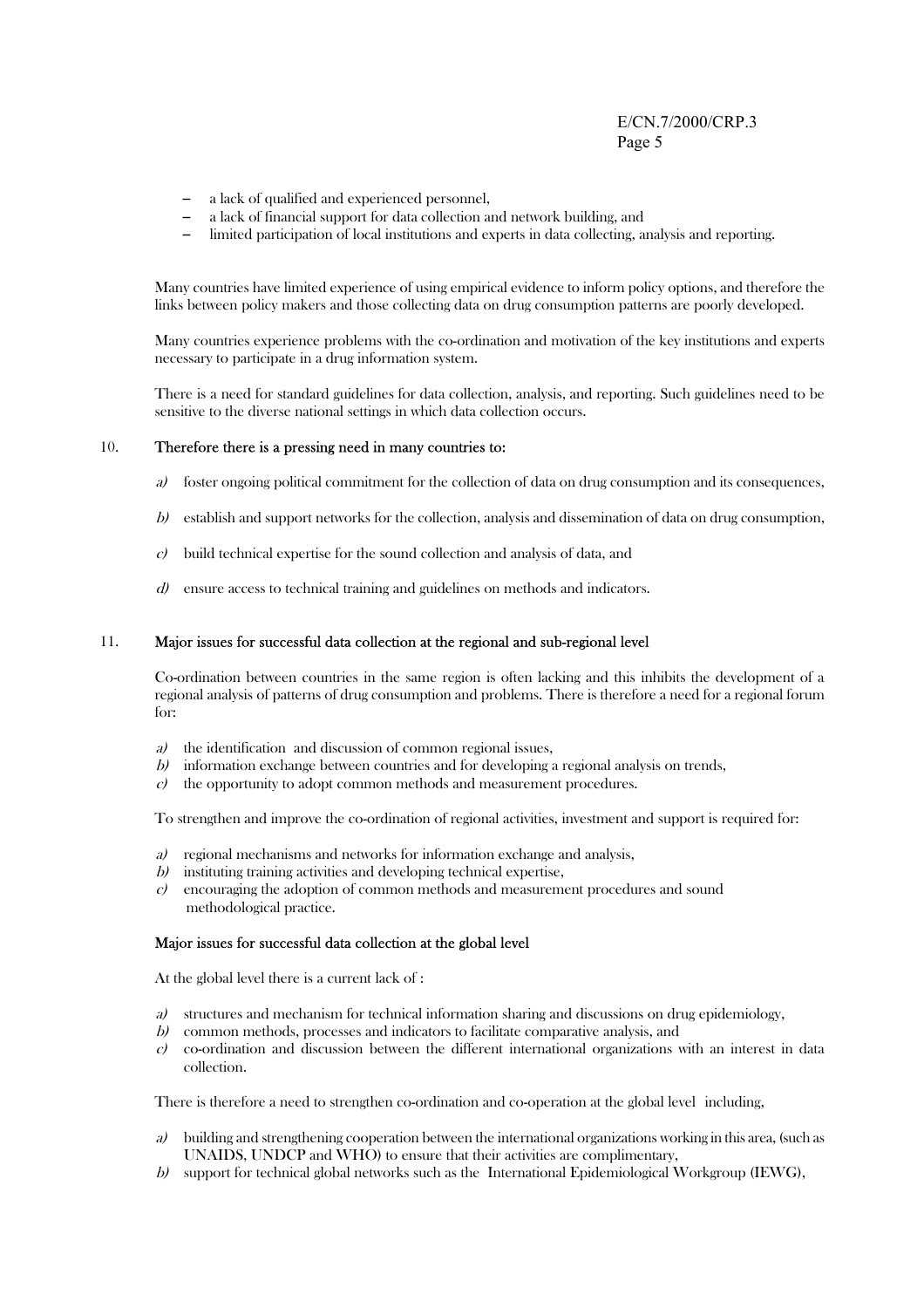- a lack of qualified and experienced personnel,
- a lack of financial support for data collection and network building, and
- limited participation of local institutions and experts in data collecting, analysis and reporting.

Many countries have limited experience of using empirical evidence to inform policy options, and therefore the links between policy makers and those collecting data on drug consumption patterns are poorly developed.

Many countries experience problems with the co-ordination and motivation of the key institutions and experts necessary to participate in a drug information system.

There is a need for standard guidelines for data collection, analysis, and reporting. Such guidelines need to be sensitive to the diverse national settings in which data collection occurs.

10. **Therefore there is a pressing need in many countries to:**

*a)* foster ongoing political commitment for the collection of data on drug consumption and its consequences,

*b)* establish and support networks for the collection, analysis and dissemination of data on drug consumption,

*c)* build technical expertise for the sound collection and analysis of data, and

*d)* ensure access to technical training and guidelines on methods and indicators.

11. **Major issues for successful data collection at the regional and sub-regional level**

Co-ordination between countries in the same region is often lacking and this inhibits the development of a regional analysis of patterns of drug consumption and problems. There is therefore a need for a regional forum for:

*a)* the identification and discussion of common regional issues,
*b)* information exchange between countries and for developing a regional analysis on trends,
*c)* the opportunity to adopt common methods and measurement procedures.

To strengthen and improve the co-ordination of regional activities, investment and support is required for:

*a)* regional mechanisms and networks for information exchange and analysis,
*b)* instituting training activities and developing technical expertise,
*c)* encouraging the adoption of common methods and measurement procedures and sound methodological practice.

**Major issues for successful data collection at the global level**

At the global level there is a current lack of :

*a)* structures and mechanism for technical information sharing and discussions on drug epidemiology,
*b)* common methods, processes and indicators to facilitate comparative analysis, and
*c)* co-ordination and discussion between the different international organizations with an interest in data collection.

There is therefore a need to strengthen co-ordination and co-operation at the global level including,

*a)* building and strengthening cooperation between the international organizations working in this area, (such as UNAIDS, UNDCP and WHO) to ensure that their activities are complimentary,
*b)* support for technical global networks such as the International Epidemiological Workgroup (IEWG),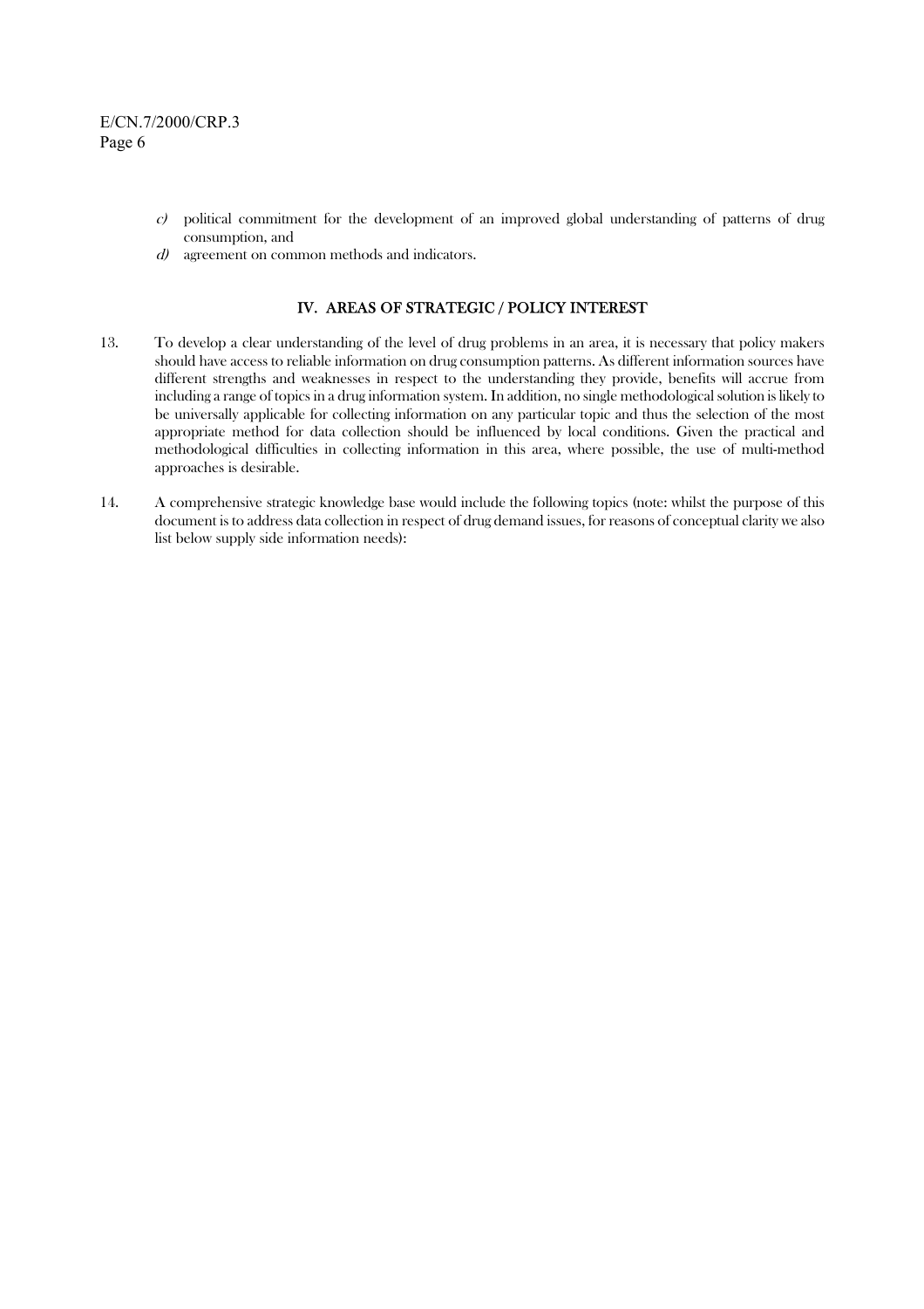*c)* political commitment for the development of an improved global understanding of patterns of drug consumption, and

*d)* agreement on common methods and indicators.

## IV. AREAS OF STRATEGIC / POLICY INTEREST

13. To develop a clear understanding of the level of drug problems in an area, it is necessary that policy makers should have access to reliable information on drug consumption patterns. As different information sources have different strengths and weaknesses in respect to the understanding they provide, benefits will accrue from including a range of topics in a drug information system. In addition, no single methodological solution is likely to be universally applicable for collecting information on any particular topic and thus the selection of the most appropriate method for data collection should be influenced by local conditions. Given the practical and methodological difficulties in collecting information in this area, where possible, the use of multi-method approaches is desirable.

14. A comprehensive strategic knowledge base would include the following topics (note: whilst the purpose of this document is to address data collection in respect of drug demand issues, for reasons of conceptual clarity we also list below supply side information needs):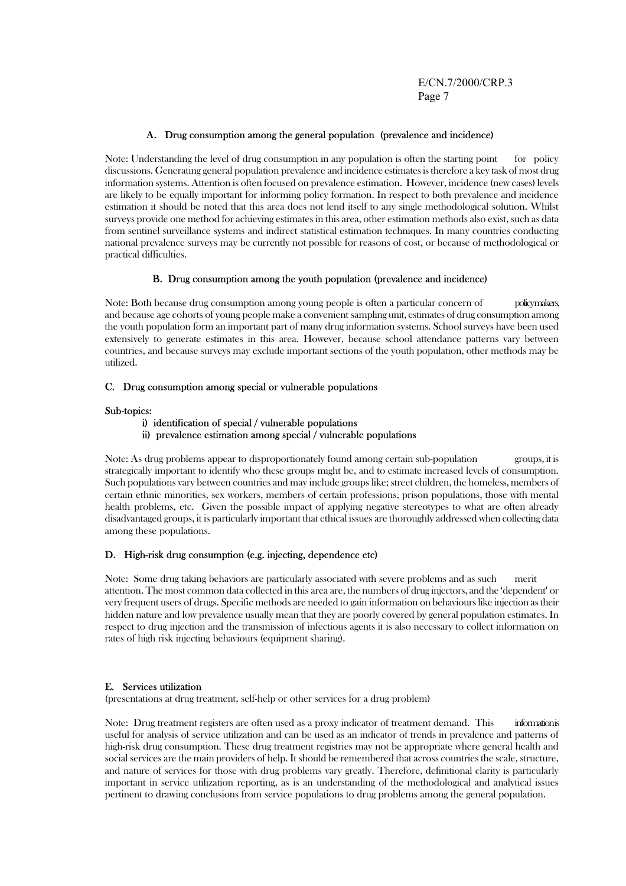### A. Drug consumption among the general population (prevalence and incidence)

Note: Understanding the level of drug consumption in any population is often the starting point for policy discussions. Generating general population prevalence and incidence estimates is therefore a key task of most drug information systems. Attention is often focused on prevalence estimation. However, incidence (new cases) levels are likely to be equally important for informing policy formation. In respect to both prevalence and incidence estimation it should be noted that this area does not lend itself to any single methodological solution. Whilst surveys provide one method for achieving estimates in this area, other estimation methods also exist, such as data from sentinel surveillance systems and indirect statistical estimation techniques. In many countries conducting national prevalence surveys may be currently not possible for reasons of cost, or because of methodological or practical difficulties.

### B. Drug consumption among the youth population (prevalence and incidence)

Note: Both because drug consumption among young people is often a particular concern of policymakers, and because age cohorts of young people make a convenient sampling unit, estimates of drug consumption among the youth population form an important part of many drug information systems. School surveys have been used extensively to generate estimates in this area. However, because school attendance patterns vary between countries, and because surveys may exclude important sections of the youth population, other methods may be utilized.

### C. Drug consumption among special or vulnerable populations

**Sub-topics:**

i) identification of special / vulnerable populations
ii) prevalence estimation among special / vulnerable populations

Note: As drug problems appear to disproportionately found among certain sub-population groups, it is strategically important to identify who these groups might be, and to estimate increased levels of consumption. Such populations vary between countries and may include groups like; street children, the homeless, members of certain ethnic minorities, sex workers, members of certain professions, prison populations, those with mental health problems, etc. Given the possible impact of applying negative stereotypes to what are often already disadvantaged groups, it is particularly important that ethical issues are thoroughly addressed when collecting data among these populations.

### D. High-risk drug consumption (e.g. injecting, dependence etc)

Note: Some drug taking behaviors are particularly associated with severe problems and as such merit attention. The most common data collected in this area are, the numbers of drug injectors, and the 'dependent' or very frequent users of drugs. Specific methods are needed to gain information on behaviours like injection as their hidden nature and low prevalence usually mean that they are poorly covered by general population estimates. In respect to drug injection and the transmission of infectious agents it is also necessary to collect information on rates of high risk injecting behaviours (equipment sharing).

### E. Services utilization

(presentations at drug treatment, self-help or other services for a drug problem)

Note: Drug treatment registers are often used as a proxy indicator of treatment demand. This information is useful for analysis of service utilization and can be used as an indicator of trends in prevalence and patterns of high-risk drug consumption. These drug treatment registries may not be appropriate where general health and social services are the main providers of help. It should be remembered that across countries the scale, structure, and nature of services for those with drug problems vary greatly. Therefore, definitional clarity is particularly important in service utilization reporting, as is an understanding of the methodological and analytical issues pertinent to drawing conclusions from service populations to drug problems among the general population.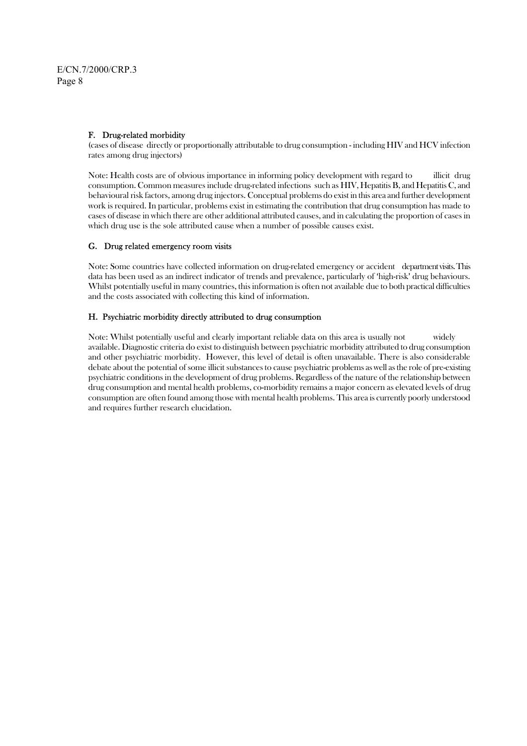### F. Drug-related morbidity

(cases of disease directly or proportionally attributable to drug consumption - including HIV and HCV infection rates among drug injectors)

Note: Health costs are of obvious importance in informing policy development with regard to illicit drug consumption. Common measures include drug-related infections such as HIV, Hepatitis B, and Hepatitis C, and behavioural risk factors, among drug injectors. Conceptual problems do exist in this area and further development work is required. In particular, problems exist in estimating the contribution that drug consumption has made to cases of disease in which there are other additional attributed causes, and in calculating the proportion of cases in which drug use is the sole attributed cause when a number of possible causes exist.

### G. Drug related emergency room visits

Note: Some countries have collected information on drug-related emergency or accident department visits. This data has been used as an indirect indicator of trends and prevalence, particularly of 'high-risk' drug behaviours. Whilst potentially useful in many countries, this information is often not available due to both practical difficulties and the costs associated with collecting this kind of information.

### H. Psychiatric morbidity directly attributed to drug consumption

Note: Whilst potentially useful and clearly important reliable data on this area is usually not widely available. Diagnostic criteria do exist to distinguish between psychiatric morbidity attributed to drug consumption and other psychiatric morbidity. However, this level of detail is often unavailable. There is also considerable debate about the potential of some illicit substances to cause psychiatric problems as well as the role of pre-existing psychiatric conditions in the development of drug problems. Regardless of the nature of the relationship between drug consumption and mental health problems, co-morbidity remains a major concern as elevated levels of drug consumption are often found among those with mental health problems. This area is currently poorly understood and requires further research elucidation.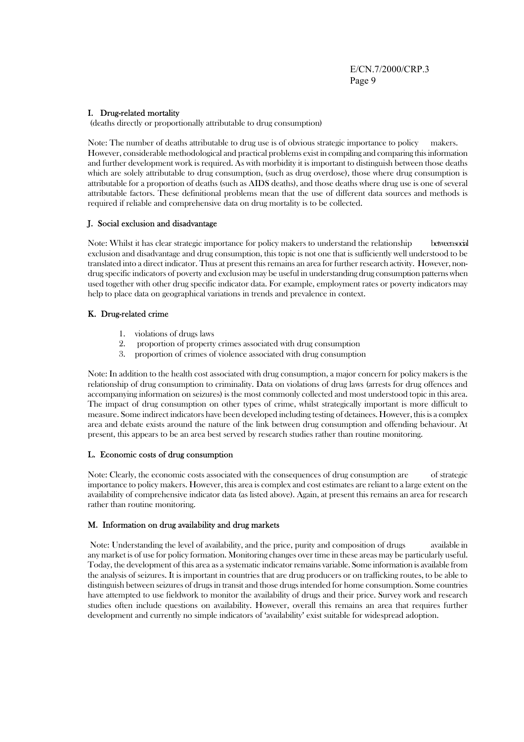### I. Drug-related mortality

(deaths directly or proportionally attributable to drug consumption)

Note: The number of deaths attributable to drug use is of obvious strategic importance to policy makers. However, considerable methodological and practical problems exist in compiling and comparing this information and further development work is required. As with morbidity it is important to distinguish between those deaths which are solely attributable to drug consumption, (such as drug overdose), those where drug consumption is attributable for a proportion of deaths (such as AIDS deaths), and those deaths where drug use is one of several attributable factors. These definitional problems mean that the use of different data sources and methods is required if reliable and comprehensive data on drug mortality is to be collected.

### J. Social exclusion and disadvantage

Note: Whilst it has clear strategic importance for policy makers to understand the relationship between social exclusion and disadvantage and drug consumption, this topic is not one that is sufficiently well understood to be translated into a direct indicator. Thus at present this remains an area for further research activity. However, non-drug specific indicators of poverty and exclusion may be useful in understanding drug consumption patterns when used together with other drug specific indicator data. For example, employment rates or poverty indicators may help to place data on geographical variations in trends and prevalence in context.

### K. Drug-related crime

1. violations of drugs laws
2. proportion of property crimes associated with drug consumption
3. proportion of crimes of violence associated with drug consumption

Note: In addition to the health cost associated with drug consumption, a major concern for policy makers is the relationship of drug consumption to criminality. Data on violations of drug laws (arrests for drug offences and accompanying information on seizures) is the most commonly collected and most understood topic in this area. The impact of drug consumption on other types of crime, whilst strategically important is more difficult to measure. Some indirect indicators have been developed including testing of detainees. However, this is a complex area and debate exists around the nature of the link between drug consumption and offending behaviour. At present, this appears to be an area best served by research studies rather than routine monitoring.

### L. Economic costs of drug consumption

Note: Clearly, the economic costs associated with the consequences of drug consumption are of strategic importance to policy makers. However, this area is complex and cost estimates are reliant to a large extent on the availability of comprehensive indicator data (as listed above). Again, at present this remains an area for research rather than routine monitoring.

### M. Information on drug availability and drug markets

Note: Understanding the level of availability, and the price, purity and composition of drugs available in any market is of use for policy formation. Monitoring changes over time in these areas may be particularly useful. Today, the development of this area as a systematic indicator remains variable. Some information is available from the analysis of seizures. It is important in countries that are drug producers or on trafficking routes, to be able to distinguish between seizures of drugs in transit and those drugs intended for home consumption. Some countries have attempted to use fieldwork to monitor the availability of drugs and their price. Survey work and research studies often include questions on availability. However, overall this remains an area that requires further development and currently no simple indicators of 'availability' exist suitable for widespread adoption.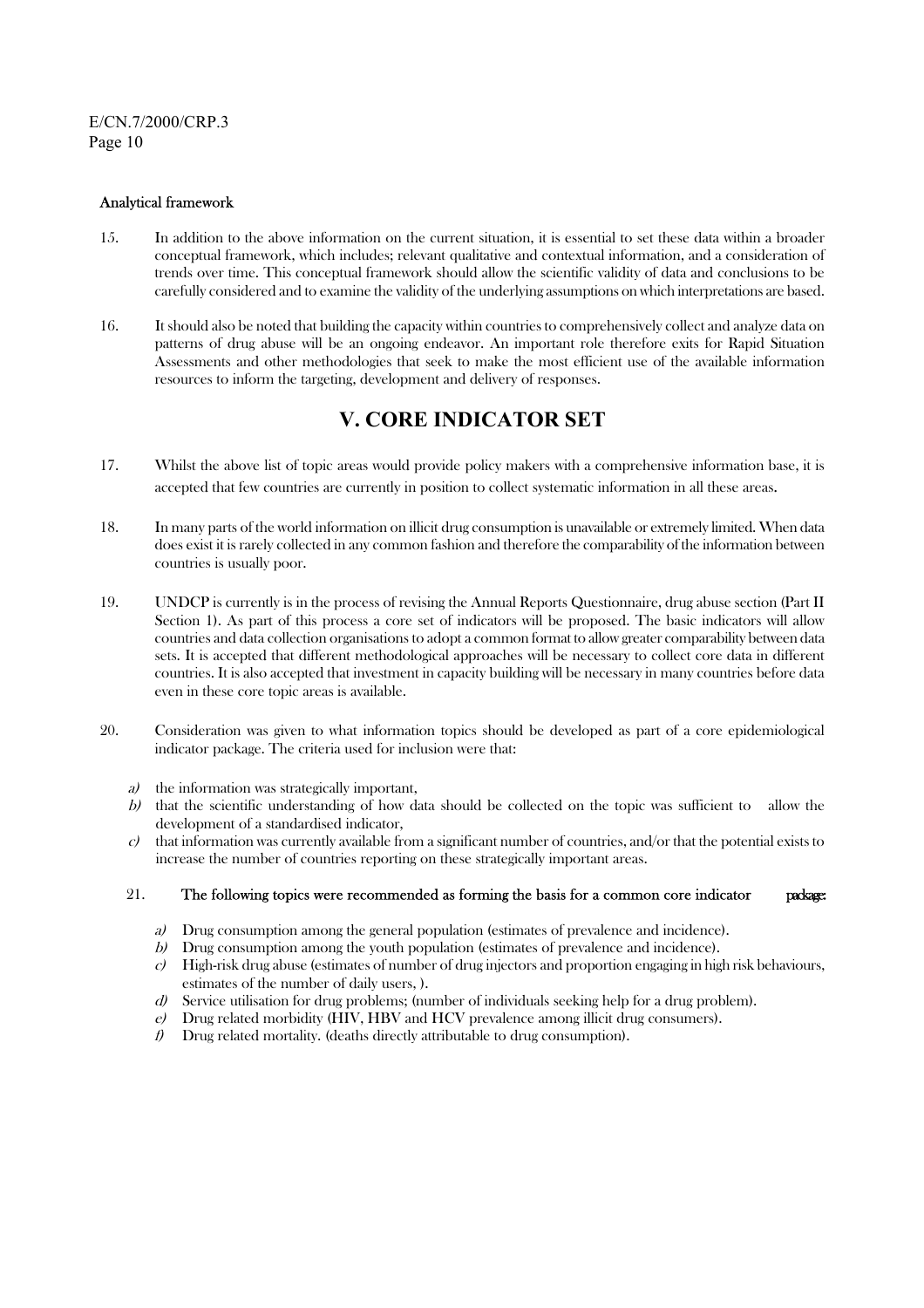### Analytical framework

15. In addition to the above information on the current situation, it is essential to set these data within a broader conceptual framework, which includes; relevant qualitative and contextual information, and a consideration of trends over time. This conceptual framework should allow the scientific validity of data and conclusions to be carefully considered and to examine the validity of the underlying assumptions on which interpretations are based.

16. It should also be noted that building the capacity within countries to comprehensively collect and analyze data on patterns of drug abuse will be an ongoing endeavor. An important role therefore exits for Rapid Situation Assessments and other methodologies that seek to make the most efficient use of the available information resources to inform the targeting, development and delivery of responses.

## V. CORE INDICATOR SET

17. Whilst the above list of topic areas would provide policy makers with a comprehensive information base, it is accepted that few countries are currently in position to collect systematic information in all these areas.

18. In many parts of the world information on illicit drug consumption is unavailable or extremely limited. When data does exist it is rarely collected in any common fashion and therefore the comparability of the information between countries is usually poor.

19. UNDCP is currently is in the process of revising the Annual Reports Questionnaire, drug abuse section (Part II Section 1). As part of this process a core set of indicators will be proposed. The basic indicators will allow countries and data collection organisations to adopt a common format to allow greater comparability between data sets. It is accepted that different methodological approaches will be necessary to collect core data in different countries. It is also accepted that investment in capacity building will be necessary in many countries before data even in these core topic areas is available.

20. Consideration was given to what information topics should be developed as part of a core epidemiological indicator package. The criteria used for inclusion were that:

*a)* the information was strategically important,
*b)* that the scientific understanding of how data should be collected on the topic was sufficient to allow the development of a standardised indicator,
*c)* that information was currently available from a significant number of countries, and/or that the potential exists to increase the number of countries reporting on these strategically important areas.

21. The following topics were recommended as forming the basis for a common core indicator package:

*a)* Drug consumption among the general population (estimates of prevalence and incidence).
*b)* Drug consumption among the youth population (estimates of prevalence and incidence).
*c)* High-risk drug abuse (estimates of number of drug injectors and proportion engaging in high risk behaviours, estimates of the number of daily users, ).
*d)* Service utilisation for drug problems; (number of individuals seeking help for a drug problem).
*e)* Drug related morbidity (HIV, HBV and HCV prevalence among illicit drug consumers).
*f)* Drug related mortality. (deaths directly attributable to drug consumption).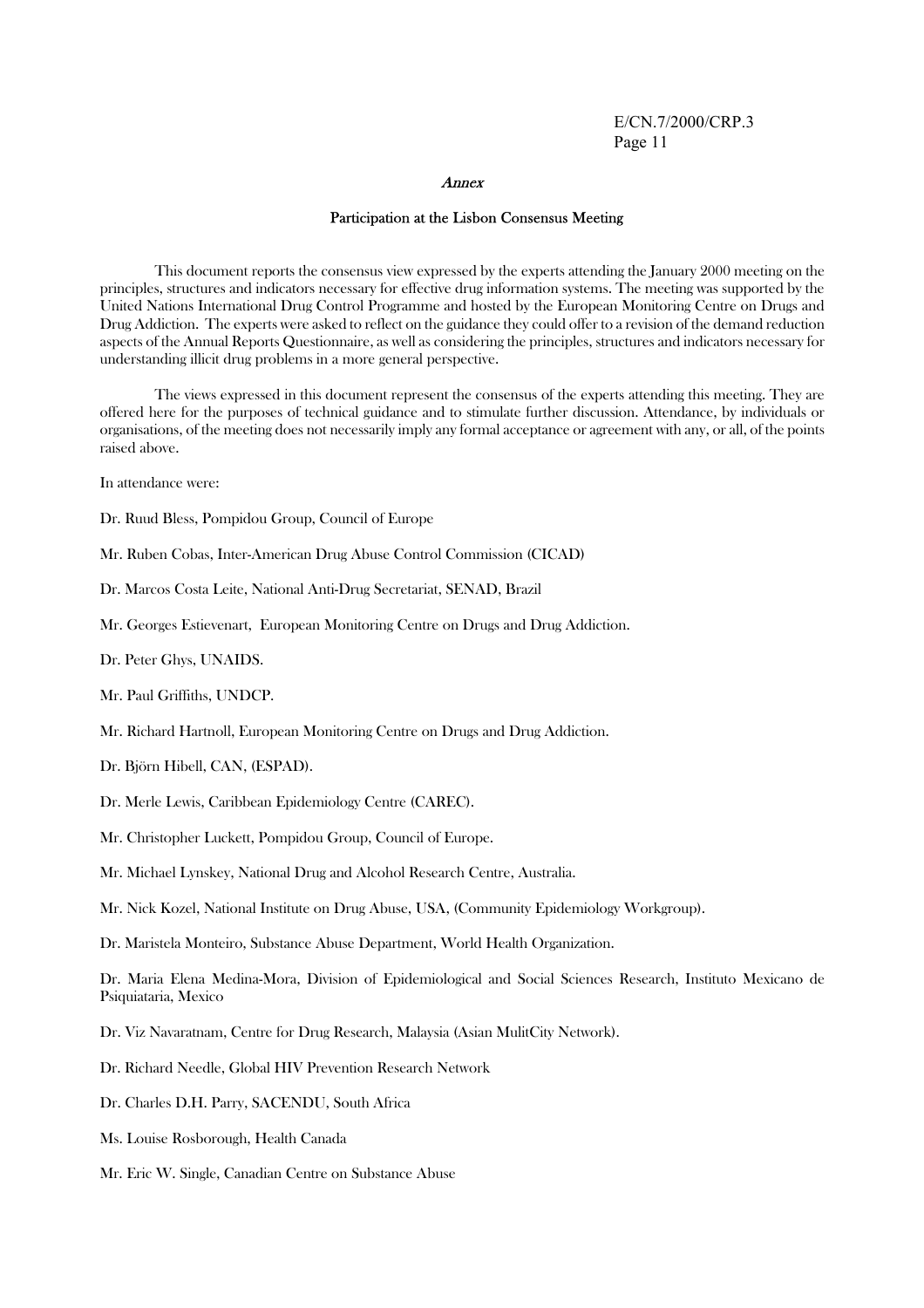*Annex*

**Participation at the Lisbon Consensus Meeting**

This document reports the consensus view expressed by the experts attending the January 2000 meeting on the principles, structures and indicators necessary for effective drug information systems. The meeting was supported by the United Nations International Drug Control Programme and hosted by the European Monitoring Centre on Drugs and Drug Addiction. The experts were asked to reflect on the guidance they could offer to a revision of the demand reduction aspects of the Annual Reports Questionnaire, as well as considering the principles, structures and indicators necessary for understanding illicit drug problems in a more general perspective.

The views expressed in this document represent the consensus of the experts attending this meeting. They are offered here for the purposes of technical guidance and to stimulate further discussion. Attendance, by individuals or organisations, of the meeting does not necessarily imply any formal acceptance or agreement with any, or all, of the points raised above.

In attendance were:

Dr. Ruud Bless, Pompidou Group, Council of Europe

Mr. Ruben Cobas, Inter-American Drug Abuse Control Commission (CICAD)

Dr. Marcos Costa Leite, National Anti-Drug Secretariat, SENAD, Brazil

Mr. Georges Estievenart, European Monitoring Centre on Drugs and Drug Addiction.

Dr. Peter Ghys, UNAIDS.

Mr. Paul Griffiths, UNDCP.

Mr. Richard Hartnoll, European Monitoring Centre on Drugs and Drug Addiction.

Dr. Björn Hibell, CAN, (ESPAD).

Dr. Merle Lewis, Caribbean Epidemiology Centre (CAREC).

Mr. Christopher Luckett, Pompidou Group, Council of Europe.

Mr. Michael Lynskey, National Drug and Alcohol Research Centre, Australia.

Mr. Nick Kozel, National Institute on Drug Abuse, USA, (Community Epidemiology Workgroup).

Dr. Maristela Monteiro, Substance Abuse Department, World Health Organization.

Dr. Maria Elena Medina-Mora, Division of Epidemiological and Social Sciences Research, Instituto Mexicano de Psiquiataria, Mexico

Dr. Viz Navaratnam, Centre for Drug Research, Malaysia (Asian MulitCity Network).

Dr. Richard Needle, Global HIV Prevention Research Network

Dr. Charles D.H. Parry, SACENDU, South Africa

Ms. Louise Rosborough, Health Canada

Mr. Eric W. Single, Canadian Centre on Substance Abuse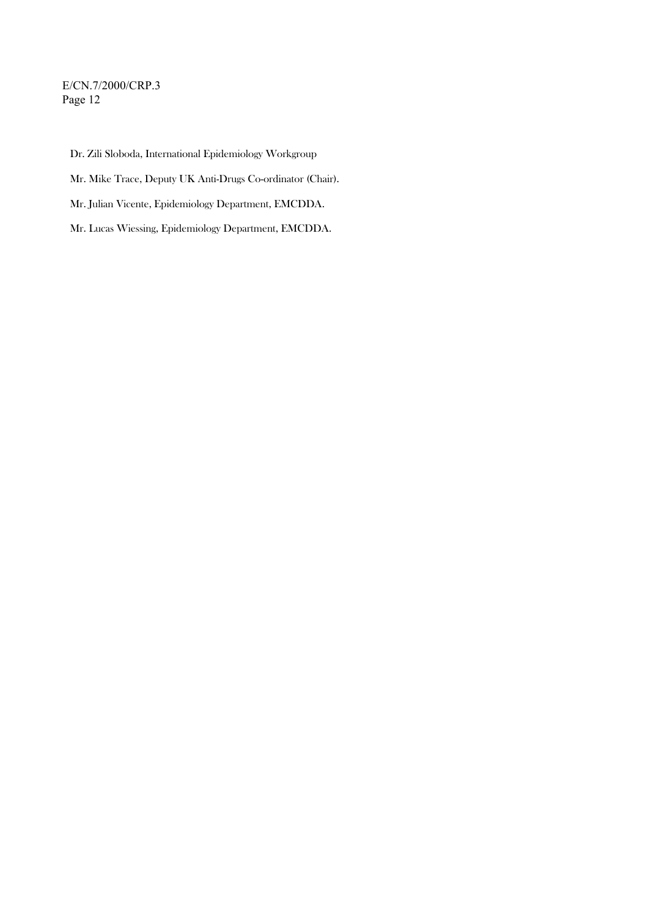Dr. Zili Sloboda, International Epidemiology Workgroup

Mr. Mike Trace, Deputy UK Anti-Drugs Co-ordinator (Chair).

Mr. Julian Vicente, Epidemiology Department, EMCDDA.

Mr. Lucas Wiessing, Epidemiology Department, EMCDDA.